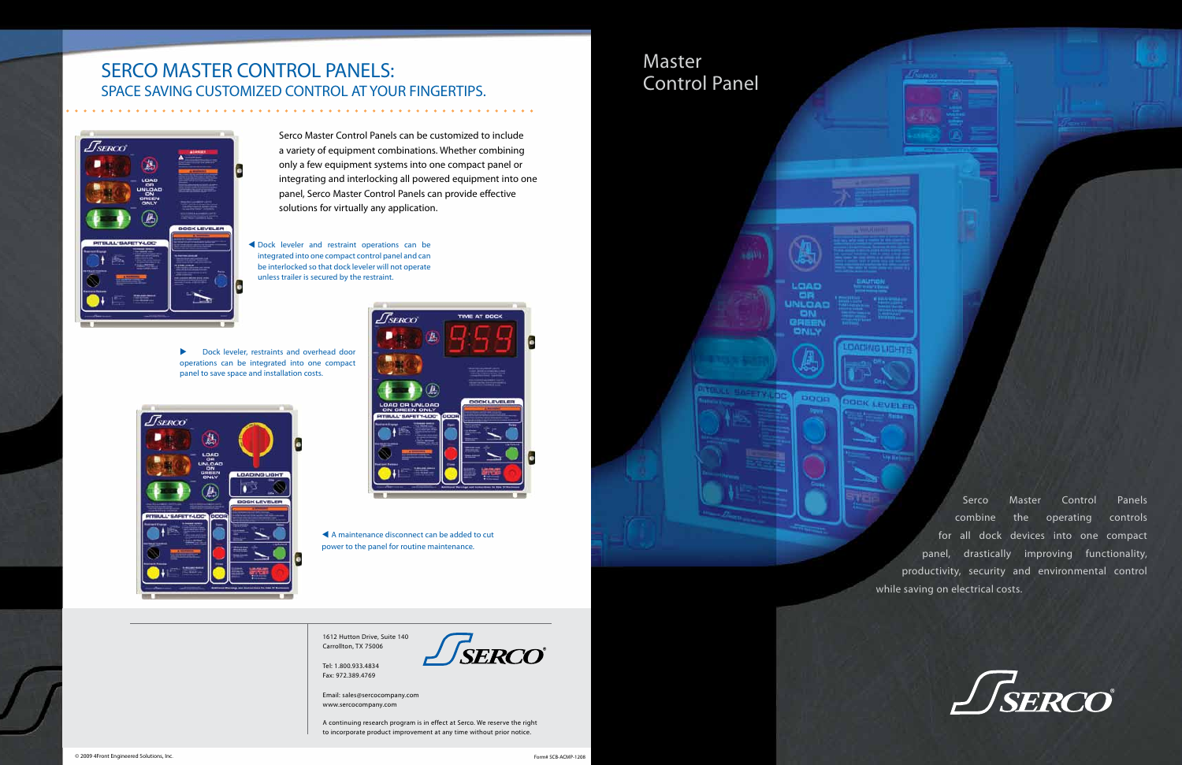# SERCO MASTER CONTROL PANELS:

## SPACE SAVING CUSTOMIZED CONTROL AT YOUR FINGERTIPS.

Serco Master Control Panels can be customized to include a variety of equipment combinations. Whether combining only a few equipment systems into one compact panel or integrating and interlocking all powered equipment into one panel, Serco Master Control Panels can provide effective solutions for virtually any application.

◀ Dock leveler and restraint operations can be integrated into one compact control panel and can be interlocked so that dock leveler will not operate unless trailer is secured by the restraint.

▶ Dock leveler, restraints and overhead door operations can be integrated into one compact panel to save space and installation costs.

◀ A maintenance disconnect can be added to cut power to the panel for routine maintenance.

1612 Hutton Drive, Suite 140
Carrollton, TX 75006

Tel: 1.800.933.4834
Fax: 972.389.4769

Email: sales@sercocompany.com
www.sercocompany.com

A continuing research program is in effect at Serco. We reserve the right to incorporate product improvement at any time without prior notice.

© 2009 4Front Engineered Solutions, Inc.

Form# SCB-ACMP-1208

# Master Control Panel

Serco Master Control Panels combine the operating controls for all dock devices into one compact panel, drastically improving functionality, productivity, security and environmental control while saving on electrical costs.

SERCO®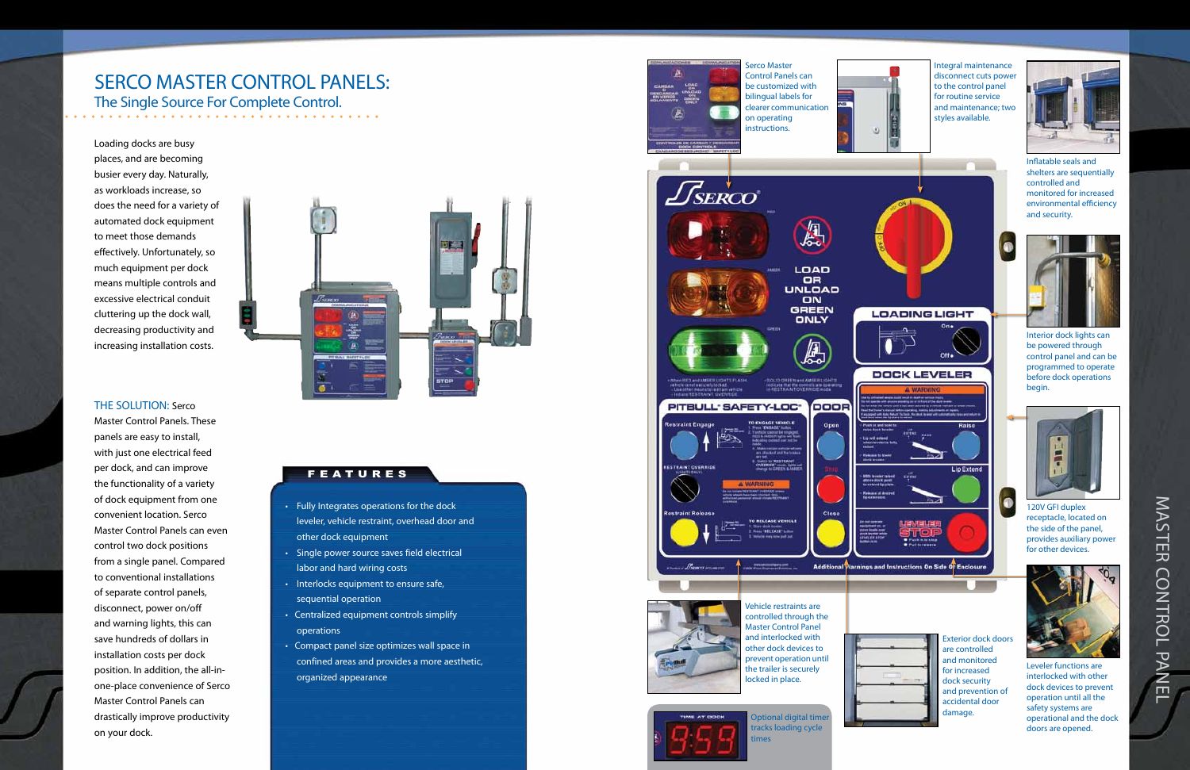# SERCO MASTER CONTROL PANELS:

## The Single Source For Complete Control.

Loading docks are busy places, and are becoming busier every day. Naturally, as workloads increase, so does the need for a variety of automated dock equipment to meet those demands effectively. Unfortunately, so much equipment per dock means multiple controls and excessive electrical conduit cluttering up the dock wall, decreasing productivity and increasing installation costs.

THE SOLUTION: Serco Master Control Panels. These panels are easy to install, with just one electrical feed per dock, and can improve the functionality of a variety of dock equipment from one convenient location. Serco Master Control Panels can even control two dock positions from a single panel. Compared to conventional installations of separate control panels, disconnect, power on/off and warning lights, this can save hundreds of dollars in installation costs per dock position. In addition, the all-in-one-place convenience of Serco Master Control Panels can drastically improve productivity on your dock.

### FEATURES

- Fully Integrates operations for the dock leveler, vehicle restraint, overhead door and other dock equipment
- Single power source saves field electrical labor and hard wiring costs
- Interlocks equipment to ensure safe, sequential operation
- Centralized equipment controls simplify operations
- Compact panel size optimizes wall space in confined areas and provides a more aesthetic, organized appearance

Serco Master Control Panels can be customized with bilingual labels for clearer communication on operating instructions.

Integral maintenance disconnect cuts power to the control panel for routine service and maintenance; two styles available.

Inflatable seals and shelters are sequentially controlled and monitored for increased environmental efficiency and security.

Interior dock lights can be powered through control panel and can be programmed to operate before dock operations begin.

120V GFI duplex receptacle, located on the side of the panel, provides auxiliary power for other devices.

Vehicle restraints are controlled through the Master Control Panel and interlocked with other dock devices to prevent operation until the trailer is securely locked in place.

Exterior dock doors are controlled and monitored for increased dock security and prevention of accidental door damage.

Leveler functions are interlocked with other dock devices to prevent operation until all the safety systems are operational and the dock doors are opened.

Optional digital timer tracks loading cycle times

MASTER CONTROL PANEL